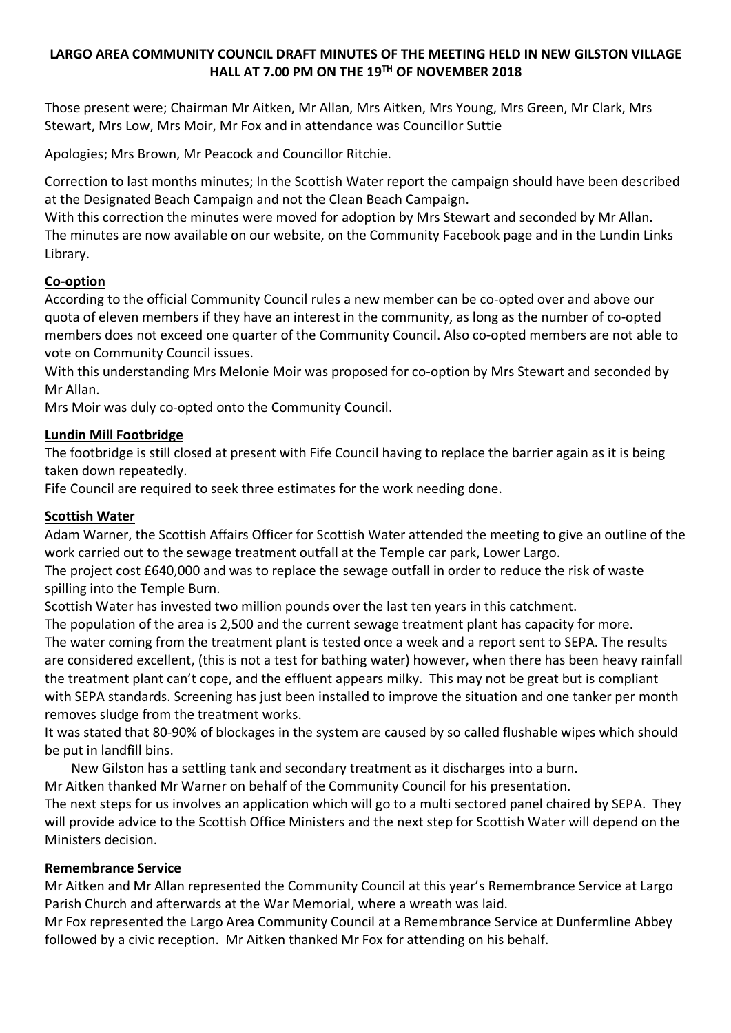# LARGO AREA COMMUNITY COUNCIL DRAFT MINUTES OF THE MEETING HELD IN NEW GILSTON VILLAGE HALL AT 7.00 PM ON THE 19TH OF NOVEMBER 2018

Those present were; Chairman Mr Aitken, Mr Allan, Mrs Aitken, Mrs Young, Mrs Green, Mr Clark, Mrs Stewart, Mrs Low, Mrs Moir, Mr Fox and in attendance was Councillor Suttie

Apologies; Mrs Brown, Mr Peacock and Councillor Ritchie.

Correction to last months minutes; In the Scottish Water report the campaign should have been described at the Designated Beach Campaign and not the Clean Beach Campaign.
With this correction the minutes were moved for adoption by Mrs Stewart and seconded by Mr Allan.
The minutes are now available on our website, on the Community Facebook page and in the Lundin Links Library.

## Co-option

According to the official Community Council rules a new member can be co-opted over and above our quota of eleven members if they have an interest in the community, as long as the number of co-opted members does not exceed one quarter of the Community Council. Also co-opted members are not able to vote on Community Council issues.
With this understanding Mrs Melonie Moir was proposed for co-option by Mrs Stewart and seconded by Mr Allan.
Mrs Moir was duly co-opted onto the Community Council.

## Lundin Mill Footbridge

The footbridge is still closed at present with Fife Council having to replace the barrier again as it is being taken down repeatedly.
Fife Council are required to seek three estimates for the work needing done.

## Scottish Water

Adam Warner, the Scottish Affairs Officer for Scottish Water attended the meeting to give an outline of the work carried out to the sewage treatment outfall at the Temple car park, Lower Largo.
The project cost £640,000 and was to replace the sewage outfall in order to reduce the risk of waste spilling into the Temple Burn.
Scottish Water has invested two million pounds over the last ten years in this catchment.
The population of the area is 2,500 and the current sewage treatment plant has capacity for more.
The water coming from the treatment plant is tested once a week and a report sent to SEPA. The results are considered excellent, (this is not a test for bathing water) however, when there has been heavy rainfall the treatment plant can't cope, and the effluent appears milky. This may not be great but is compliant with SEPA standards. Screening has just been installed to improve the situation and one tanker per month removes sludge from the treatment works.
It was stated that 80-90% of blockages in the system are caused by so called flushable wipes which should be put in landfill bins.
New Gilston has a settling tank and secondary treatment as it discharges into a burn.
Mr Aitken thanked Mr Warner on behalf of the Community Council for his presentation.
The next steps for us involves an application which will go to a multi sectored panel chaired by SEPA. They will provide advice to the Scottish Office Ministers and the next step for Scottish Water will depend on the Ministers decision.

## Remembrance Service

Mr Aitken and Mr Allan represented the Community Council at this year's Remembrance Service at Largo Parish Church and afterwards at the War Memorial, where a wreath was laid.
Mr Fox represented the Largo Area Community Council at a Remembrance Service at Dunfermline Abbey followed by a civic reception. Mr Aitken thanked Mr Fox for attending on his behalf.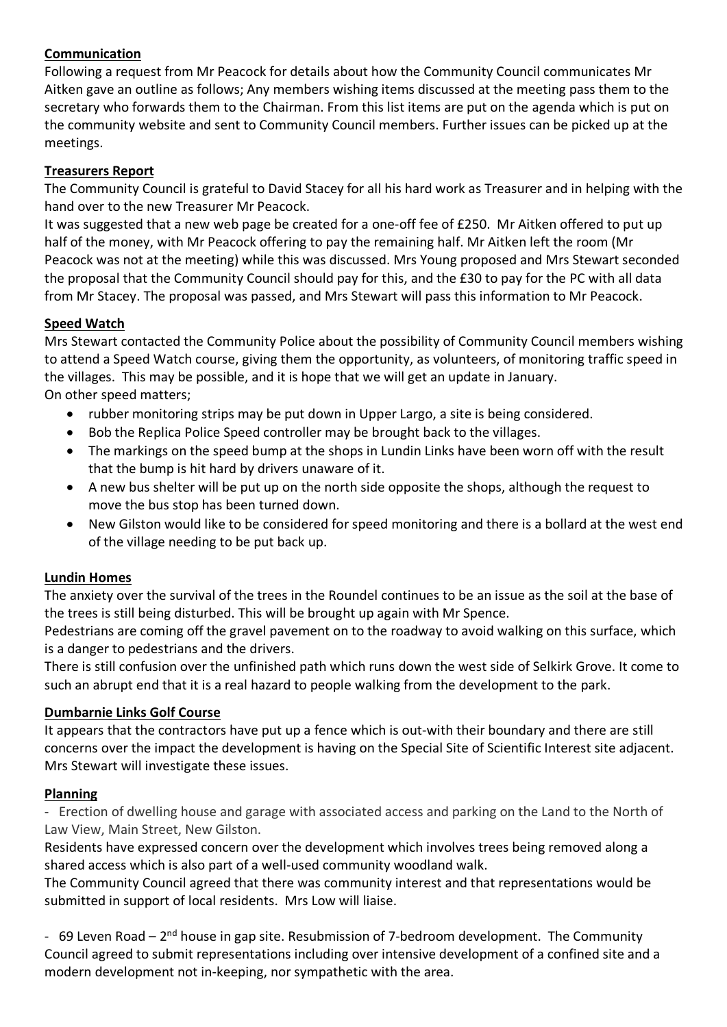## Communication

Following a request from Mr Peacock for details about how the Community Council communicates Mr Aitken gave an outline as follows; Any members wishing items discussed at the meeting pass them to the secretary who forwards them to the Chairman. From this list items are put on the agenda which is put on the community website and sent to Community Council members. Further issues can be picked up at the meetings.

## Treasurers Report

The Community Council is grateful to David Stacey for all his hard work as Treasurer and in helping with the hand over to the new Treasurer Mr Peacock.

It was suggested that a new web page be created for a one-off fee of £250. Mr Aitken offered to put up half of the money, with Mr Peacock offering to pay the remaining half. Mr Aitken left the room (Mr Peacock was not at the meeting) while this was discussed. Mrs Young proposed and Mrs Stewart seconded the proposal that the Community Council should pay for this, and the £30 to pay for the PC with all data from Mr Stacey. The proposal was passed, and Mrs Stewart will pass this information to Mr Peacock.

## Speed Watch

Mrs Stewart contacted the Community Police about the possibility of Community Council members wishing to attend a Speed Watch course, giving them the opportunity, as volunteers, of monitoring traffic speed in the villages. This may be possible, and it is hope that we will get an update in January.

On other speed matters;

- rubber monitoring strips may be put down in Upper Largo, a site is being considered.
- Bob the Replica Police Speed controller may be brought back to the villages.
- The markings on the speed bump at the shops in Lundin Links have been worn off with the result that the bump is hit hard by drivers unaware of it.
- A new bus shelter will be put up on the north side opposite the shops, although the request to move the bus stop has been turned down.
- New Gilston would like to be considered for speed monitoring and there is a bollard at the west end of the village needing to be put back up.

## Lundin Homes

The anxiety over the survival of the trees in the Roundel continues to be an issue as the soil at the base of the trees is still being disturbed. This will be brought up again with Mr Spence.

Pedestrians are coming off the gravel pavement on to the roadway to avoid walking on this surface, which is a danger to pedestrians and the drivers.

There is still confusion over the unfinished path which runs down the west side of Selkirk Grove. It come to such an abrupt end that it is a real hazard to people walking from the development to the park.

## Dumbarnie Links Golf Course

It appears that the contractors have put up a fence which is out-with their boundary and there are still concerns over the impact the development is having on the Special Site of Scientific Interest site adjacent. Mrs Stewart will investigate these issues.

## Planning

- Erection of dwelling house and garage with associated access and parking on the Land to the North of Law View, Main Street, New Gilston.

Residents have expressed concern over the development which involves trees being removed along a shared access which is also part of a well-used community woodland walk.

The Community Council agreed that there was community interest and that representations would be submitted in support of local residents. Mrs Low will liaise.

- 69 Leven Road – 2nd house in gap site. Resubmission of 7-bedroom development. The Community Council agreed to submit representations including over intensive development of a confined site and a modern development not in-keeping, nor sympathetic with the area.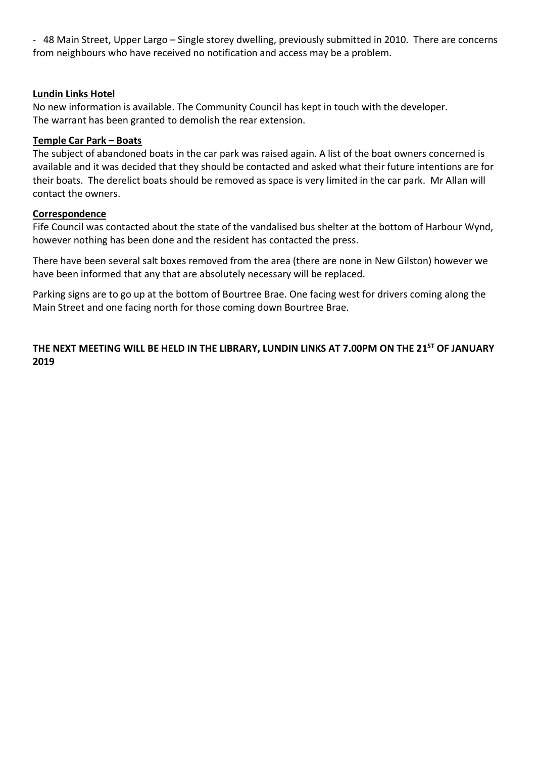- 48 Main Street, Upper Largo – Single storey dwelling, previously submitted in 2010. There are concerns from neighbours who have received no notification and access may be a problem.

**Lundin Links Hotel**

No new information is available. The Community Council has kept in touch with the developer.
The warrant has been granted to demolish the rear extension.

**Temple Car Park – Boats**

The subject of abandoned boats in the car park was raised again. A list of the boat owners concerned is available and it was decided that they should be contacted and asked what their future intentions are for their boats. The derelict boats should be removed as space is very limited in the car park. Mr Allan will contact the owners.

**Correspondence**

Fife Council was contacted about the state of the vandalised bus shelter at the bottom of Harbour Wynd, however nothing has been done and the resident has contacted the press.

There have been several salt boxes removed from the area (there are none in New Gilston) however we have been informed that any that are absolutely necessary will be replaced.

Parking signs are to go up at the bottom of Bourtree Brae. One facing west for drivers coming along the Main Street and one facing north for those coming down Bourtree Brae.

**THE NEXT MEETING WILL BE HELD IN THE LIBRARY, LUNDIN LINKS AT 7.00PM ON THE 21ST OF JANUARY 2019**